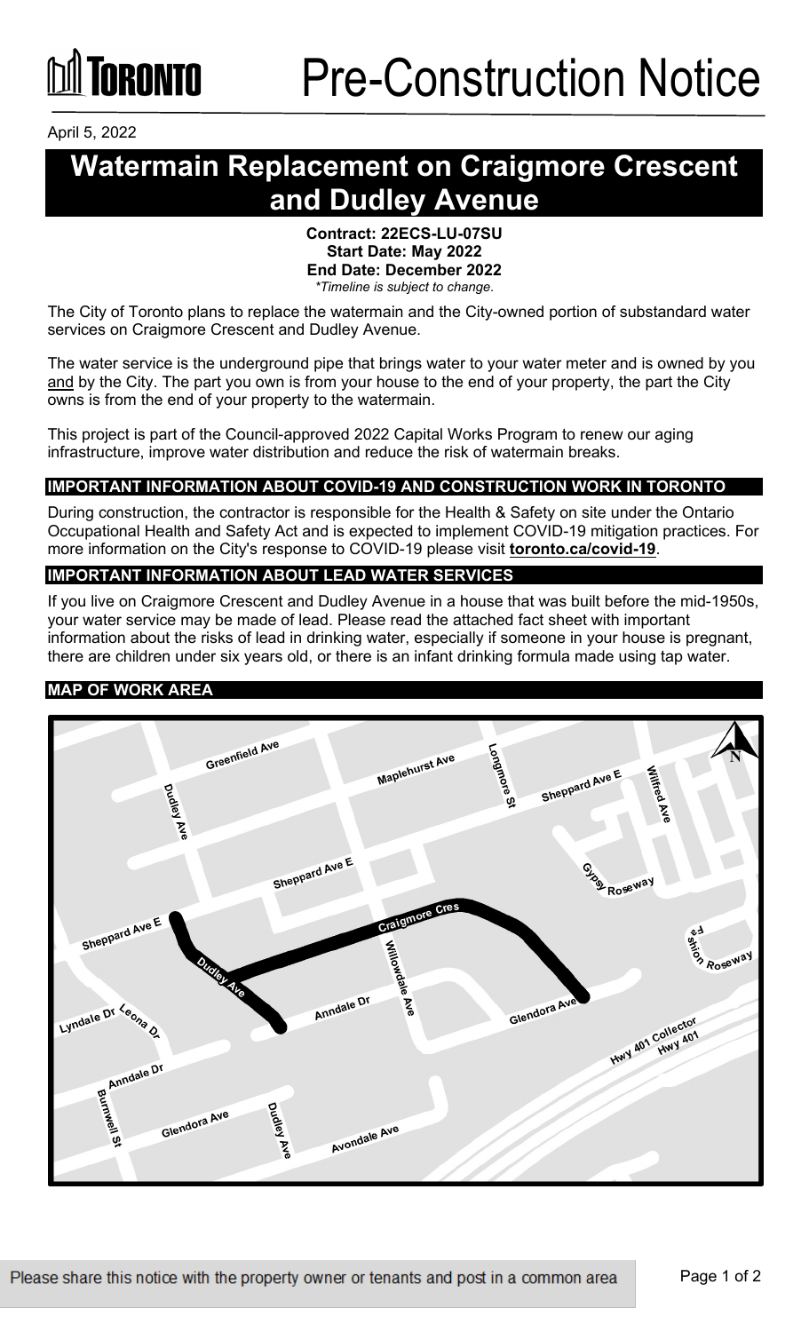# Pre-Construction Notice

April 5, 2022

# Watermain Replacement on Craigmore Crescent and Dudley Avenue

**Contract: 22ECS-LU-07SU**
**Start Date: May 2022**
**End Date: December 2022**
*\*Timeline is subject to change.*

The City of Toronto plans to replace the watermain and the City-owned portion of substandard water services on Craigmore Crescent and Dudley Avenue.

The water service is the underground pipe that brings water to your water meter and is owned by you and by the City. The part you own is from your house to the end of your property, the part the City owns is from the end of your property to the watermain.

This project is part of the Council-approved 2022 Capital Works Program to renew our aging infrastructure, improve water distribution and reduce the risk of watermain breaks.

## IMPORTANT INFORMATION ABOUT COVID-19 AND CONSTRUCTION WORK IN TORONTO

During construction, the contractor is responsible for the Health & Safety on site under the Ontario Occupational Health and Safety Act and is expected to implement COVID-19 mitigation practices. For more information on the City's response to COVID-19 please visit **toronto.ca/covid-19**.

## IMPORTANT INFORMATION ABOUT LEAD WATER SERVICES

If you live on Craigmore Crescent and Dudley Avenue in a house that was built before the mid-1950s, your water service may be made of lead. Please read the attached fact sheet with important information about the risks of lead in drinking water, especially if someone in your house is pregnant, there are children under six years old, or there is an infant drinking formula made using tap water.

## MAP OF WORK AREA

Please share this notice with the property owner or tenants and post in a common area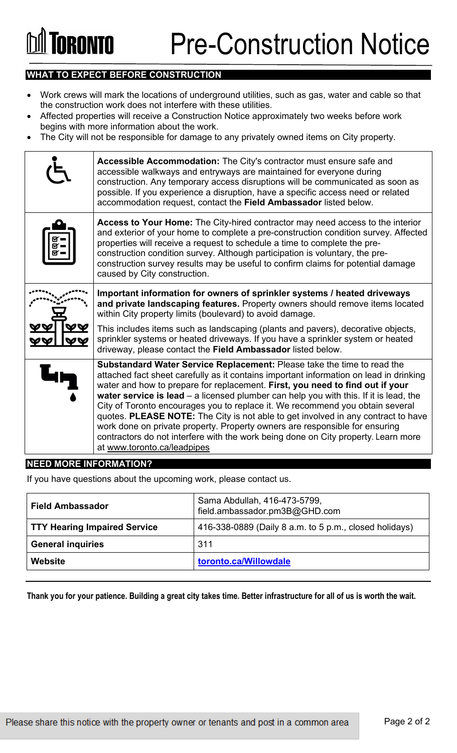# TORONTO Pre-Construction Notice

## WHAT TO EXPECT BEFORE CONSTRUCTION

- Work crews will mark the locations of underground utilities, such as gas, water and cable so that the construction work does not interfere with these utilities.
- Affected properties will receive a Construction Notice approximately two weeks before work begins with more information about the work.
- The City will not be responsible for damage to any privately owned items on City property.

**Accessible Accommodation:** The City's contractor must ensure safe and accessible walkways and entryways are maintained for everyone during construction. Any temporary access disruptions will be communicated as soon as possible. If you experience a disruption, have a specific access need or related accommodation request, contact the **Field Ambassador** listed below.

**Access to Your Home:** The City-hired contractor may need access to the interior and exterior of your home to complete a pre-construction condition survey. Affected properties will receive a request to schedule a time to complete the pre-construction condition survey. Although participation is voluntary, the pre-construction survey results may be useful to confirm claims for potential damage caused by City construction.

**Important information for owners of sprinkler systems / heated driveways and private landscaping features.** Property owners should remove items located within City property limits (boulevard) to avoid damage.

This includes items such as landscaping (plants and pavers), decorative objects, sprinkler systems or heated driveways. If you have a sprinkler system or heated driveway, please contact the **Field Ambassador** listed below.

**Substandard Water Service Replacement:** Please take the time to read the attached fact sheet carefully as it contains important information on lead in drinking water and how to prepare for replacement. **First, you need to find out if your water service is lead** – a licensed plumber can help you with this. If it is lead, the City of Toronto encourages you to replace it. We recommend you obtain several quotes. **PLEASE NOTE:** The City is not able to get involved in any contract to have work done on private property. Property owners are responsible for ensuring contractors do not interfere with the work being done on City property. Learn more at www.toronto.ca/leadpipes

## NEED MORE INFORMATION?

If you have questions about the upcoming work, please contact us.

| | |
|---|---|
| **Field Ambassador** | Sama Abdullah, 416-473-5799, field.ambassador.pm3B@GHD.com |
| **TTY Hearing Impaired Service** | 416-338-0889 (Daily 8 a.m. to 5 p.m., closed holidays) |
| **General inquiries** | 311 |
| **Website** | **toronto.ca/Willowdale** |

**Thank you for your patience. Building a great city takes time. Better infrastructure for all of us is worth the wait.**

Please share this notice with the property owner or tenants and post in a common area